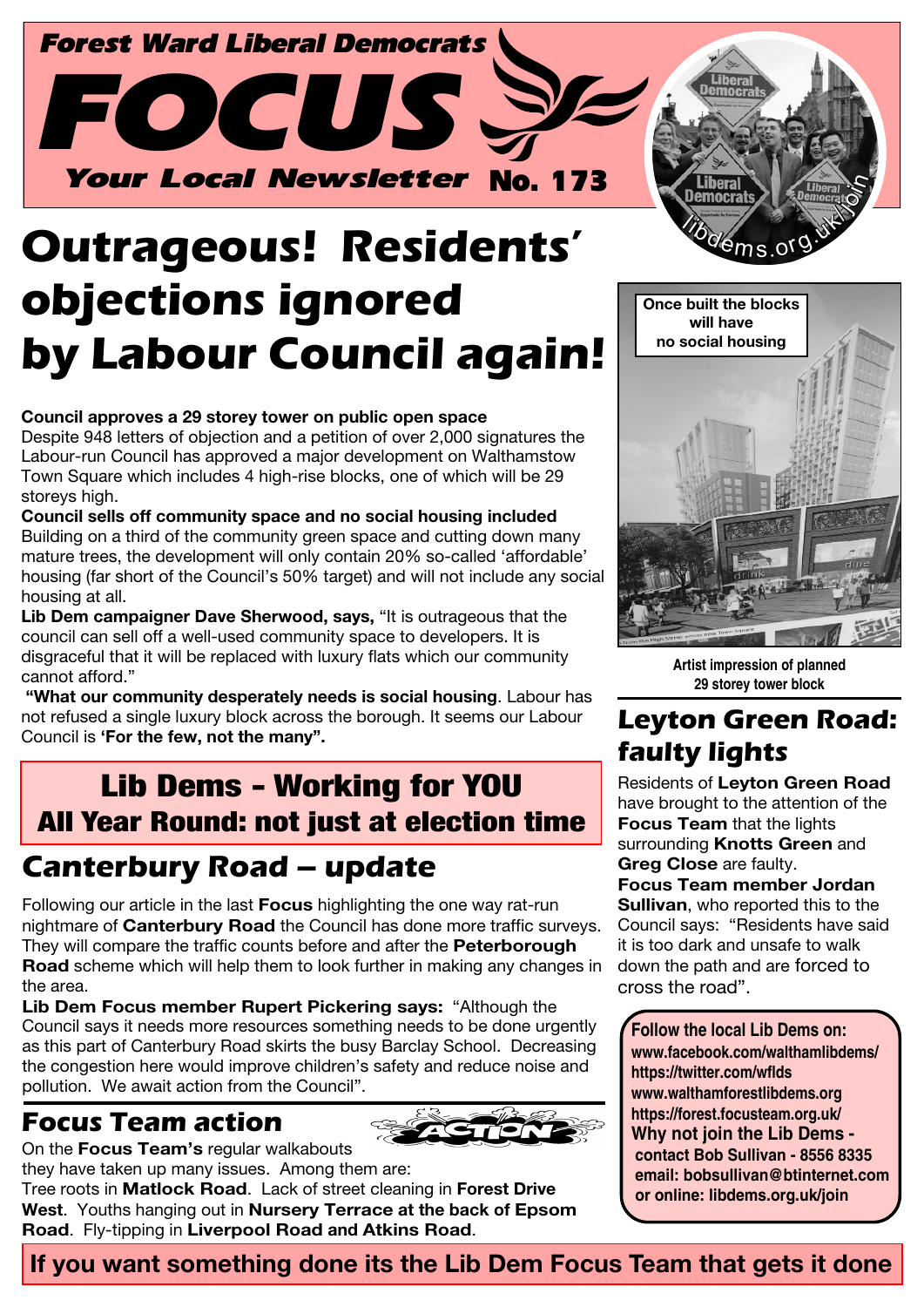**Forest Ward Liberal Democrats**

# FOCUS

**Your Local Newsletter No. 173**

libdems.org.uk/join

# Outrageous! Residents' objections ignored by Labour Council again!

**Council approves a 29 storey tower on public open space**
Despite 948 letters of objection and a petition of over 2,000 signatures the Labour-run Council has approved a major development on Walthamstow Town Square which includes 4 high-rise blocks, one of which will be 29 storeys high.

**Council sells off community space and no social housing included**
Building on a third of the community green space and cutting down many mature trees, the development will only contain 20% so-called 'affordable' housing (far short of the Council's 50% target) and will not include any social housing at all.

**Lib Dem campaigner Dave Sherwood, says,** "It is outrageous that the council can sell off a well-used community space to developers. It is disgraceful that it will be replaced with luxury flats which our community cannot afford."

**"What our community desperately needs is social housing**. Labour has not refused a single luxury block across the borough. It seems our Labour Council is **'For the few, not the many".**

Once built the blocks will have no social housing

Artist impression of planned 29 storey tower block

## Lib Dems - Working for YOU All Year Round: not just at election time

## Canterbury Road – update

Following our article in the last **Focus** highlighting the one way rat-run nightmare of **Canterbury Road** the Council has done more traffic surveys. They will compare the traffic counts before and after the **Peterborough Road** scheme which will help them to look further in making any changes in the area.

**Lib Dem Focus member Rupert Pickering says:** "Although the Council says it needs more resources something needs to be done urgently as this part of Canterbury Road skirts the busy Barclay School. Decreasing the congestion here would improve children's safety and reduce noise and pollution. We await action from the Council".

## Focus Team action

ACTION

On the **Focus Team's** regular walkabouts they have taken up many issues. Among them are:
Tree roots in **Matlock Road**. Lack of street cleaning in **Forest Drive West**. Youths hanging out in **Nursery Terrace at the back of Epsom Road**. Fly-tipping in **Liverpool Road and Atkins Road**.

## Leyton Green Road: faulty lights

Residents of **Leyton Green Road** have brought to the attention of the **Focus Team** that the lights surrounding **Knotts Green** and **Greg Close** are faulty.
**Focus Team member Jordan Sullivan**, who reported this to the Council says: "Residents have said it is too dark and unsafe to walk down the path and are forced to cross the road".

**Follow the local Lib Dems on:**
**www.facebook.com/walthamlibdems/**
**https://twitter.com/wflds**
**www.walthamforestlibdems.org**
**https://forest.focusteam.org.uk/**
**Why not join the Lib Dems - contact Bob Sullivan - 8556 8335**
**email: bobsullivan@btinternet.com**
**or online: libdems.org.uk/join**

**If you want something done its the Lib Dem Focus Team that gets it done**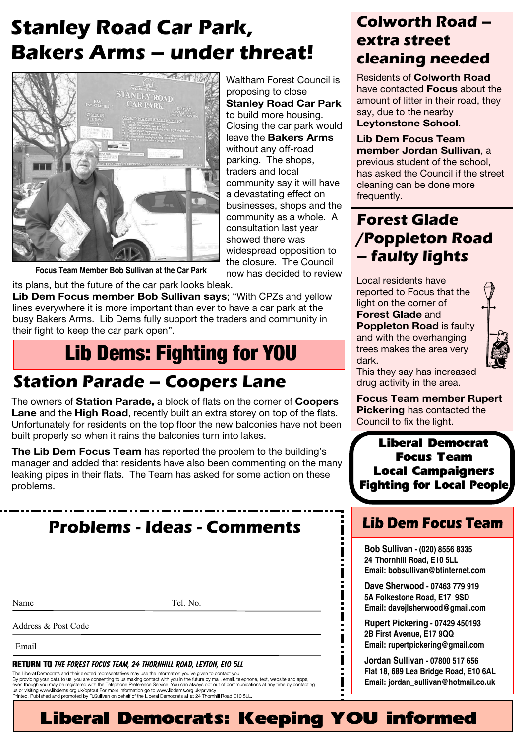# Stanley Road Car Park, Bakers Arms – under threat!

Focus Team Member Bob Sullivan at the Car Park

Waltham Forest Council is proposing to close **Stanley Road Car Park** to build more housing. Closing the car park would leave the **Bakers Arms** without any off-road parking. The shops, traders and local community say it will have a devastating effect on businesses, shops and the community as a whole. A consultation last year showed there was widespread opposition to the closure. The Council now has decided to review its plans, but the future of the car park looks bleak.

**Lib Dem Focus member Bob Sullivan says**; "With CPZs and yellow lines everywhere it is more important than ever to have a car park at the busy Bakers Arms. Lib Dems fully support the traders and community in their fight to keep the car park open".

# Lib Dems: Fighting for YOU

## Station Parade – Coopers Lane

The owners of **Station Parade,** a block of flats on the corner of **Coopers Lane** and the **High Road**, recently built an extra storey on top of the flats. Unfortunately for residents on the top floor the new balconies have not been built properly so when it rains the balconies turn into lakes.

**The Lib Dem Focus Team** has reported the problem to the building's manager and added that residents have also been commenting on the many leaking pipes in their flats. The Team has asked for some action on these problems.

## Colworth Road – extra street cleaning needed

Residents of **Colworth Road** have contacted **Focus** about the amount of litter in their road, they say, due to the nearby **Leytonstone School**.

**Lib Dem Focus Team member Jordan Sullivan**, a previous student of the school, has asked the Council if the street cleaning can be done more frequently.

## Forest Glade /Poppleton Road – faulty lights

Local residents have reported to Focus that the light on the corner of **Forest Glade** and **Poppleton Road** is faulty and with the overhanging trees makes the area very dark.

This they say has increased drug activity in the area.

**Focus Team member Rupert Pickering** has contacted the Council to fix the light.

**Liberal Democrat Focus Team Local Campaigners Fighting for Local People**

## Problems - Ideas - Comments

Name ______________________ Tel. No. ______________________

Address & Post Code ______________________

Email ______________________

**RETURN TO** *THE FOREST FOCUS TEAM, 24 THORNHILL ROAD, LEYTON, E10 5LL*

The Liberal Democrats and their elected representatives may use the information you've given to contact you. By providing your data to us, you are consenting to us making contact with you in the future by mail, email, telephone, text, website and apps, even though you may be registered with the Telephone Preference Service. You can always opt out of communications at any time by contacting us or visiting www.libdems.org.uk/optout For more information go to www.libdems.org.uk/privacy.
Printed, Published and promoted by R.Sullivan on behalf of the Liberal Democrats all at 24 Thornhill Road E10 5LL.

## Lib Dem Focus Team

**Bob Sullivan** - (020) 8556 8335
24 Thornhill Road, E10 5LL
Email: bobsullivan@btinternet.com

**Dave Sherwood** - 07463 779 919
5A Folkestone Road, E17 9SD
Email: davejlsherwood@gmail.com

**Rupert Pickering** - 07429 450193
2B First Avenue, E17 9QQ
Email: rupertpickering@gmail.com

**Jordan Sullivan** - 07800 517 656
Flat 18, 689 Lea Bridge Road, E10 6AL
Email: jordan_sullivan@hotmail.co.uk

# Liberal Democrats: Keeping YOU informed